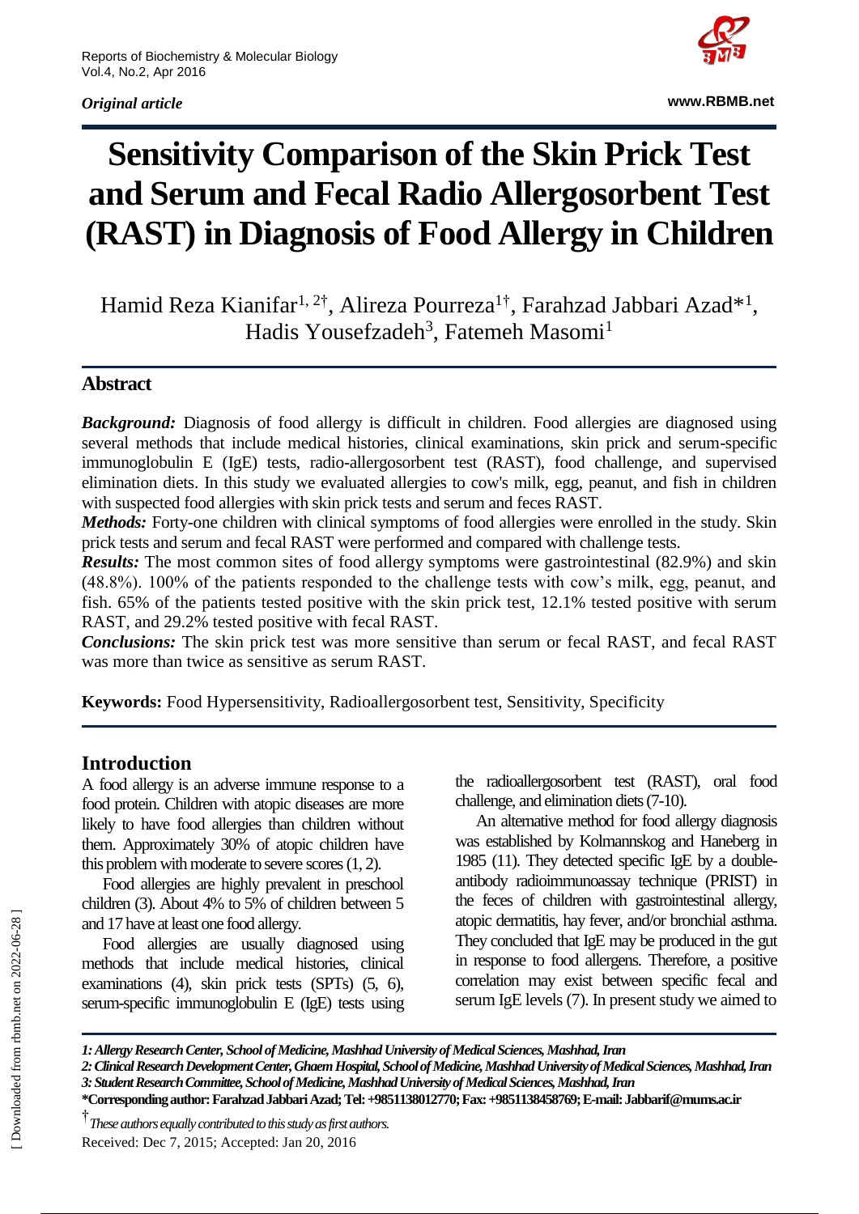*Original article*

# Sensitivity Comparison of the Skin Prick Test and Serum and Fecal Radio Allergosorbent Test (RAST) in Diagnosis of Food Allergy in Children

Hamid Reza Kianifar[1, 2†], Alireza Pourreza[1†], Farahzad Jabbari Azad*[1], Hadis Yousefzadeh[3], Fatemeh Masomi[1]

## Abstract

***Background:*** Diagnosis of food allergy is difficult in children. Food allergies are diagnosed using several methods that include medical histories, clinical examinations, skin prick and serum-specific immunoglobulin E (IgE) tests, radio-allergosorbent test (RAST), food challenge, and supervised elimination diets. In this study we evaluated allergies to cow's milk, egg, peanut, and fish in children with suspected food allergies with skin prick tests and serum and feces RAST.

***Methods:*** Forty-one children with clinical symptoms of food allergies were enrolled in the study. Skin prick tests and serum and fecal RAST were performed and compared with challenge tests.

***Results:*** The most common sites of food allergy symptoms were gastrointestinal (82.9%) and skin (48.8%). 100% of the patients responded to the challenge tests with cow's milk, egg, peanut, and fish. 65% of the patients tested positive with the skin prick test, 12.1% tested positive with serum RAST, and 29.2% tested positive with fecal RAST.

***Conclusions:*** The skin prick test was more sensitive than serum or fecal RAST, and fecal RAST was more than twice as sensitive as serum RAST.

**Keywords:** Food Hypersensitivity, Radioallergosorbent test, Sensitivity, Specificity

## Introduction

A food allergy is an adverse immune response to a food protein. Children with atopic diseases are more likely to have food allergies than children without them. Approximately 30% of atopic children have this problem with moderate to severe scores (1, 2).

Food allergies are highly prevalent in preschool children (3). About 4% to 5% of children between 5 and 17 have at least one food allergy.

Food allergies are usually diagnosed using methods that include medical histories, clinical examinations (4), skin prick tests (SPTs) (5, 6), serum-specific immunoglobulin E (IgE) tests using the radioallergosorbent test (RAST), oral food challenge, and elimination diets (7-10).

An alternative method for food allergy diagnosis was established by Kolmannskog and Haneberg in 1985 (11). They detected specific IgE by a double-antibody radioimmunoassay technique (PRIST) in the feces of children with gastrointestinal allergy, atopic dermatitis, hay fever, and/or bronchial asthma. They concluded that IgE may be produced in the gut in response to food allergens. Therefore, a positive correlation may exist between specific fecal and serum IgE levels (7). In present study we aimed to

---

*1: Allergy Research Center, School of Medicine, Mashhad University of Medical Sciences, Mashhad, Iran*

*2: Clinical Research Development Center, Ghaem Hospital, School of Medicine, Mashhad University of Medical Sciences, Mashhad, Iran*

*3: Student Research Committee, School of Medicine, Mashhad University of Medical Sciences, Mashhad, Iran*

**\*Corresponding author: Farahzad Jabbari Azad; Tel: +9851138012770; Fax: +9851138458769; E-mail: Jabbarif@mums.ac.ir**

† *These authors equally contributed to this study as first authors.*

Received: Dec 7, 2015; Accepted: Jan 20, 2016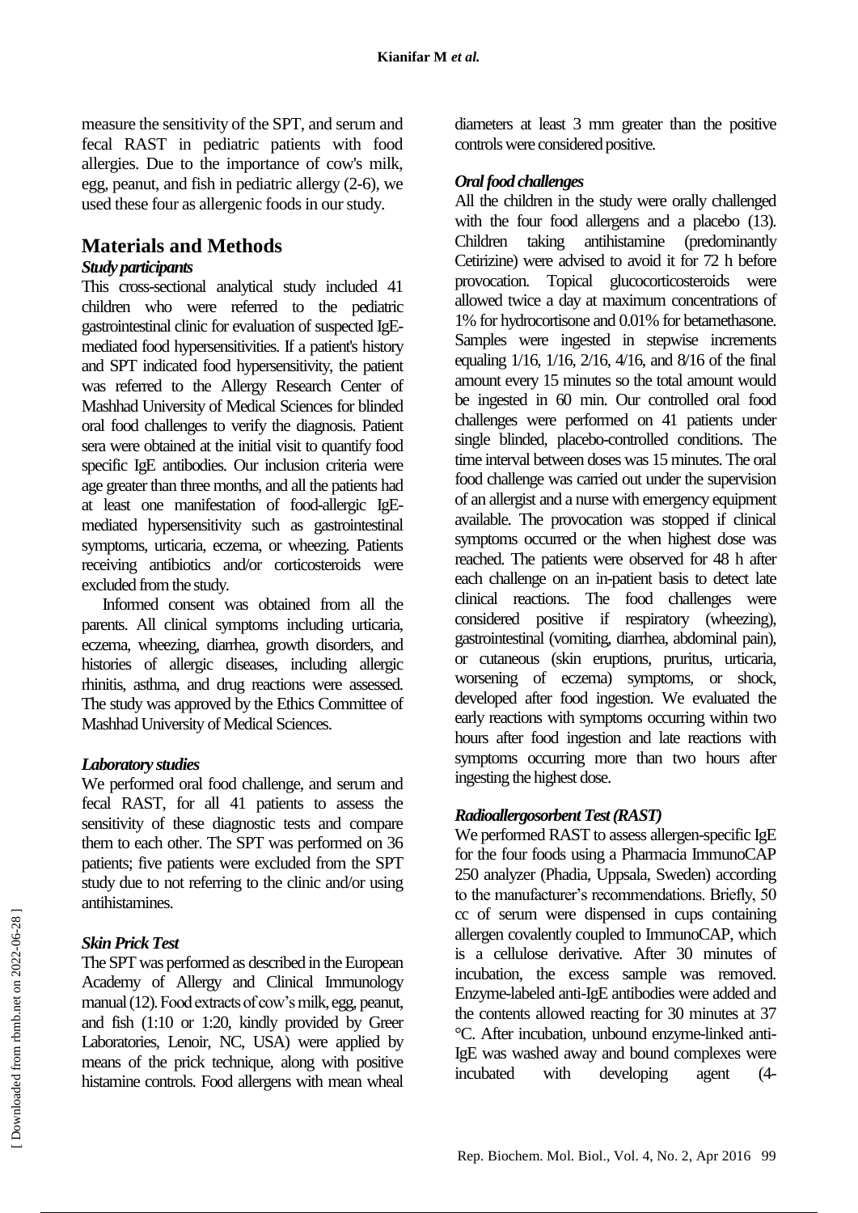measure the sensitivity of the SPT, and serum and fecal RAST in pediatric patients with food allergies. Due to the importance of cow's milk, egg, peanut, and fish in pediatric allergy (2-6), we used these four as allergenic foods in our study.

## Materials and Methods

### *Study participants*

This cross-sectional analytical study included 41 children who were referred to the pediatric gastrointestinal clinic for evaluation of suspected IgE-mediated food hypersensitivities. If a patient's history and SPT indicated food hypersensitivity, the patient was referred to the Allergy Research Center of Mashhad University of Medical Sciences for blinded oral food challenges to verify the diagnosis. Patient sera were obtained at the initial visit to quantify food specific IgE antibodies. Our inclusion criteria were age greater than three months, and all the patients had at least one manifestation of food-allergic IgE-mediated hypersensitivity such as gastrointestinal symptoms, urticaria, eczema, or wheezing. Patients receiving antibiotics and/or corticosteroids were excluded from the study.

Informed consent was obtained from all the parents. All clinical symptoms including urticaria, eczema, wheezing, diarrhea, growth disorders, and histories of allergic diseases, including allergic rhinitis, asthma, and drug reactions were assessed. The study was approved by the Ethics Committee of Mashhad University of Medical Sciences.

### *Laboratory studies*

We performed oral food challenge, and serum and fecal RAST, for all 41 patients to assess the sensitivity of these diagnostic tests and compare them to each other. The SPT was performed on 36 patients; five patients were excluded from the SPT study due to not referring to the clinic and/or using antihistamines.

### *Skin Prick Test*

The SPT was performed as described in the European Academy of Allergy and Clinical Immunology manual (12). Food extracts of cow's milk, egg, peanut, and fish (1:10 or 1:20, kindly provided by Greer Laboratories, Lenoir, NC, USA) were applied by means of the prick technique, along with positive histamine controls. Food allergens with mean wheal diameters at least 3 mm greater than the positive controls were considered positive.

### *Oral food challenges*

All the children in the study were orally challenged with the four food allergens and a placebo (13). Children taking antihistamine (predominantly Cetirizine) were advised to avoid it for 72 h before provocation. Topical glucocorticosteroids were allowed twice a day at maximum concentrations of 1% for hydrocortisone and 0.01% for betamethasone. Samples were ingested in stepwise increments equaling 1/16, 1/16, 2/16, 4/16, and 8/16 of the final amount every 15 minutes so the total amount would be ingested in 60 min. Our controlled oral food challenges were performed on 41 patients under single blinded, placebo-controlled conditions. The time interval between doses was 15 minutes. The oral food challenge was carried out under the supervision of an allergist and a nurse with emergency equipment available. The provocation was stopped if clinical symptoms occurred or the when highest dose was reached. The patients were observed for 48 h after each challenge on an in-patient basis to detect late clinical reactions. The food challenges were considered positive if respiratory (wheezing), gastrointestinal (vomiting, diarrhea, abdominal pain), or cutaneous (skin eruptions, pruritus, urticaria, worsening of eczema) symptoms, or shock, developed after food ingestion. We evaluated the early reactions with symptoms occurring within two hours after food ingestion and late reactions with symptoms occurring more than two hours after ingesting the highest dose.

### *Radioallergosorbent Test (RAST)*

We performed RAST to assess allergen-specific IgE for the four foods using a Pharmacia ImmunoCAP 250 analyzer (Phadia, Uppsala, Sweden) according to the manufacturer's recommendations. Briefly, 50 cc of serum were dispensed in cups containing allergen covalently coupled to ImmunoCAP, which is a cellulose derivative. After 30 minutes of incubation, the excess sample was removed. Enzyme-labeled anti-IgE antibodies were added and the contents allowed reacting for 30 minutes at 37 °C. After incubation, unbound enzyme-linked anti-IgE was washed away and bound complexes were incubated with developing agent (4-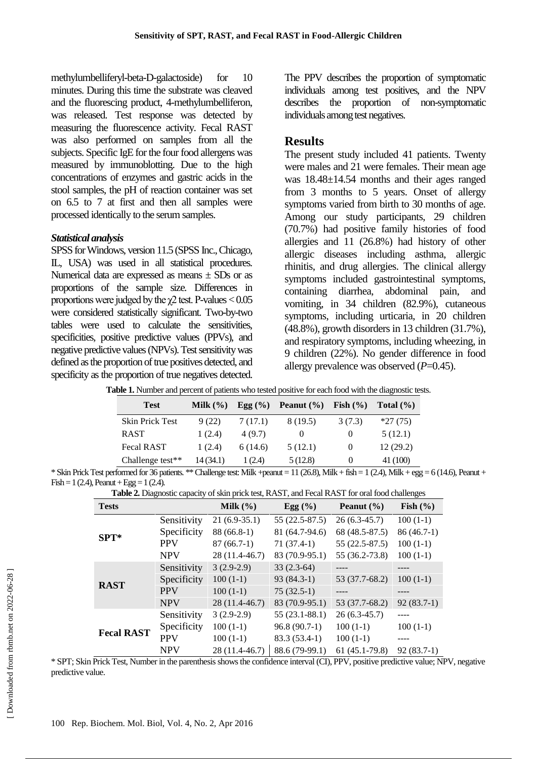methylumbelliferyl-beta-D-galactoside) for 10 minutes. During this time the substrate was cleaved and the fluorescing product, 4-methylumbelliferon, was released. Test response was detected by measuring the fluorescence activity. Fecal RAST was also performed on samples from all the subjects. Specific IgE for the four food allergens was measured by immunoblotting. Due to the high concentrations of enzymes and gastric acids in the stool samples, the pH of reaction container was set on 6.5 to 7 at first and then all samples were processed identically to the serum samples.

### *Statistical analysis*

SPSS for Windows, version 11.5 (SPSS Inc., Chicago, IL, USA) was used in all statistical procedures. Numerical data are expressed as means ± SDs or as proportions of the sample size. Differences in proportions were judged by the $\chi 2$ test. P-values < 0.05 were considered statistically significant. Two-by-two tables were used to calculate the sensitivities, specificities, positive predictive values (PPVs), and negative predictive values (NPVs). Test sensitivity was defined as the proportion of true positives detected, and specificity as the proportion of true negatives detected. The PPV describes the proportion of symptomatic individuals among test positives, and the NPV describes the proportion of non-symptomatic individuals among test negatives.

## Results

The present study included 41 patients. Twenty were males and 21 were females. Their mean age was 18.48±14.54 months and their ages ranged from 3 months to 5 years. Onset of allergy symptoms varied from birth to 30 months of age. Among our study participants, 29 children (70.7%) had positive family histories of food allergies and 11 (26.8%) had history of other allergic diseases including asthma, allergic rhinitis, and drug allergies. The clinical allergy symptoms included gastrointestinal symptoms, containing diarrhea, abdominal pain, and vomiting, in 34 children (82.9%), cutaneous symptoms, including urticaria, in 20 children (48.8%), growth disorders in 13 children (31.7%), and respiratory symptoms, including wheezing, in 9 children (22%). No gender difference in food allergy prevalence was observed (*P*=0.45).

**Table 1.** Number and percent of patients who tested positive for each food with the diagnostic tests.

| Test | Milk (%) | Egg (%) | Peanut (%) | Fish (%) | Total (%) |
|---|---|---|---|---|---|
| Skin Prick Test | 9 (22) | 7 (17.1) | 8 (19.5) | 3 (7.3) | *27 (75) |
| RAST | 1 (2.4) | 4 (9.7) | 0 | 0 | 5 (12.1) |
| Fecal RAST | 1 (2.4) | 6 (14.6) | 5 (12.1) | 0 | 12 (29.2) |
| Challenge test** | 14 (34.1) | 1 (2.4) | 5 (12.8) | 0 | 41 (100) |

* Skin Prick Test performed for 36 patients. ** Challenge test: Milk +peanut = 11 (26.8), Milk + fish = 1 (2.4), Milk + egg = 6 (14.6), Peanut + Fish = 1 (2.4), Peanut + Egg = 1 (2.4).

**Table 2.** Diagnostic capacity of skin prick test, RAST, and Fecal RAST for oral food challenges

| Tests | | Milk (%) | Egg (%) | Peanut (%) | Fish (%) |
|---|---|---|---|---|---|
| **SPT*** | Sensitivity | 21 (6.9-35.1) | 55 (22.5-87.5) | 26 (6.3-45.7) | 100 (1-1) |
| | Specificity | 88 (66.8-1) | 81 (64.7-94.6) | 68 (48.5-87.5) | 86 (46.7-1) |
| | PPV | 87 (66.7-1) | 71 (37.4-1) | 55 (22.5-87.5) | 100 (1-1) |
| | NPV | 28 (11.4-46.7) | 83 (70.9-95.1) | 55 (36.2-73.8) | 100 (1-1) |
| **RAST** | Sensitivity | 3 (2.9-2.9) | 33 (2.3-64) | ---- | ---- |
| | Specificity | 100 (1-1) | 93 (84.3-1) | 53 (37.7-68.2) | 100 (1-1) |
| | PPV | 100 (1-1) | 75 (32.5-1) | ---- | ---- |
| | NPV | 28 (11.4-46.7) | 83 (70.9-95.1) | 53 (37.7-68.2) | 92 (83.7-1) |
| **Fecal RAST** | Sensitivity | 3 (2.9-2.9) | 55 (23.1-88.1) | 26 (6.3-45.7) | ---- |
| | Specificity | 100 (1-1) | 96.8 (90.7-1) | 100 (1-1) | 100 (1-1) |
| | PPV | 100 (1-1) | 83.3 (53.4-1) | 100 (1-1) | ---- |
| | NPV | 28 (11.4-46.7) | 88.6 (79-99.1) | 61 (45.1-79.8) | 92 (83.7-1) |

* SPT; Skin Prick Test, Number in the parenthesis shows the confidence interval (CI), PPV, positive predictive value; NPV, negative predictive value.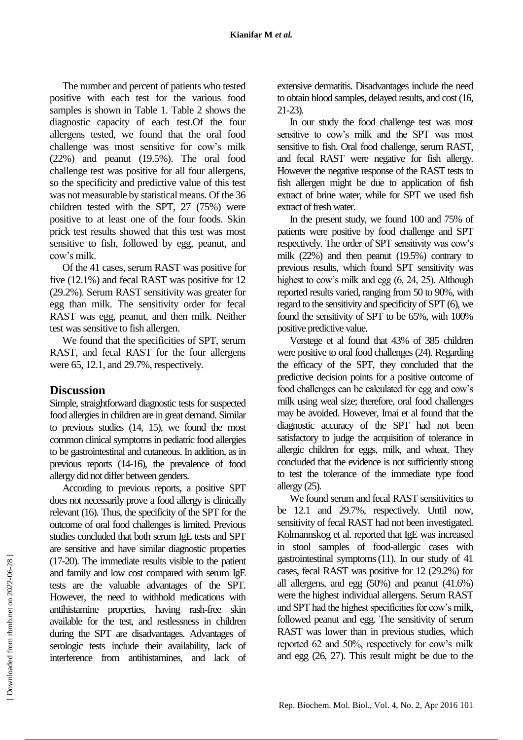The number and percent of patients who tested positive with each test for the various food samples is shown in Table 1. Table 2 shows the diagnostic capacity of each test.Of the four allergens tested, we found that the oral food challenge was most sensitive for cow's milk (22%) and peanut (19.5%). The oral food challenge test was positive for all four allergens, so the specificity and predictive value of this test was not measurable by statistical means. Of the 36 children tested with the SPT, 27 (75%) were positive to at least one of the four foods. Skin prick test results showed that this test was most sensitive to fish, followed by egg, peanut, and cow's milk.

Of the 41 cases, serum RAST was positive for five (12.1%) and fecal RAST was positive for 12 (29.2%). Serum RAST sensitivity was greater for egg than milk. The sensitivity order for fecal RAST was egg, peanut, and then milk. Neither test was sensitive to fish allergen.

We found that the specificities of SPT, serum RAST, and fecal RAST for the four allergens were 65, 12.1, and 29.7%, respectively.

## Discussion

Simple, straightforward diagnostic tests for suspected food allergies in children are in great demand. Similar to previous studies (14, 15), we found the most common clinical symptoms in pediatric food allergies to be gastrointestinal and cutaneous. In addition, as in previous reports (14-16), the prevalence of food allergy did not differ between genders.

According to previous reports, a positive SPT does not necessarily prove a food allergy is clinically relevant (16). Thus, the specificity of the SPT for the outcome of oral food challenges is limited. Previous studies concluded that both serum IgE tests and SPT are sensitive and have similar diagnostic properties (17-20). The immediate results visible to the patient and family and low cost compared with serum IgE tests are the valuable advantages of the SPT. However, the need to withhold medications with antihistamine properties, having rash-free skin available for the test, and restlessness in children during the SPT are disadvantages. Advantages of serologic tests include their availability, lack of interference from antihistamines, and lack of extensive dermatitis. Disadvantages include the need to obtain blood samples, delayed results, and cost (16, 21-23).

In our study the food challenge test was most sensitive to cow's milk and the SPT was most sensitive to fish. Oral food challenge, serum RAST, and fecal RAST were negative for fish allergy. However the negative response of the RAST tests to fish allergen might be due to application of fish extract of brine water, while for SPT we used fish extract of fresh water.

In the present study, we found 100 and 75% of patients were positive by food challenge and SPT respectively. The order of SPT sensitivity was cow's milk (22%) and then peanut (19.5%) contrary to previous results, which found SPT sensitivity was highest to cow's milk and egg (6, 24, 25). Although reported results varied, ranging from 50 to 90%, with regard to the sensitivity and specificity of SPT (6), we found the sensitivity of SPT to be 65%, with 100% positive predictive value.

Verstege et al found that 43% of 385 children were positive to oral food challenges (24). Regarding the efficacy of the SPT, they concluded that the predictive decision points for a positive outcome of food challenges can be calculated for egg and cow's milk using weal size; therefore, oral food challenges may be avoided. However, Imai et al found that the diagnostic accuracy of the SPT had not been satisfactory to judge the acquisition of tolerance in allergic children for eggs, milk, and wheat. They concluded that the evidence is not sufficiently strong to test the tolerance of the immediate type food allergy (25).

We found serum and fecal RAST sensitivities to be 12.1 and 29.7%, respectively. Until now, sensitivity of fecal RAST had not been investigated. Kolmannskog et al. reported that IgE was increased in stool samples of food-allergic cases with gastrointestinal symptoms (11). In our study of 41 cases, fecal RAST was positive for 12 (29.2%) for all allergens, and egg (50%) and peanut (41.6%) were the highest individual allergens. Serum RAST and SPT had the highest specificities for cow's milk, followed peanut and egg. The sensitivity of serum RAST was lower than in previous studies, which reported 62 and 50%, respectively for cow's milk and egg (26, 27). This result might be due to the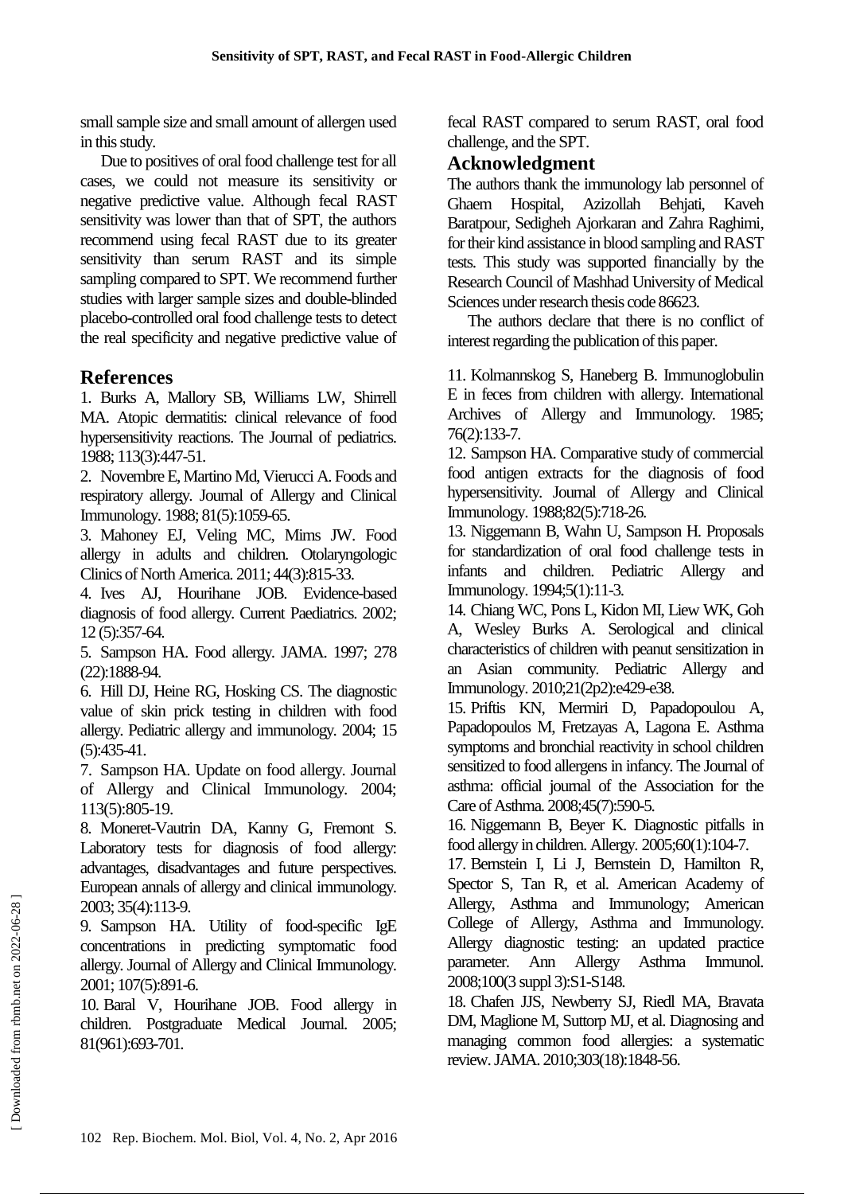small sample size and small amount of allergen used in this study.

Due to positives of oral food challenge test for all cases, we could not measure its sensitivity or negative predictive value. Although fecal RAST sensitivity was lower than that of SPT, the authors recommend using fecal RAST due to its greater sensitivity than serum RAST and its simple sampling compared to SPT. We recommend further studies with larger sample sizes and double-blinded placebo-controlled oral food challenge tests to detect the real specificity and negative predictive value of fecal RAST compared to serum RAST, oral food challenge, and the SPT.

## Acknowledgment

The authors thank the immunology lab personnel of Ghaem Hospital, Azizollah Behjati, Kaveh Baratpour, Sedigheh Ajorkaran and Zahra Raghimi, for their kind assistance in blood sampling and RAST tests. This study was supported financially by the Research Council of Mashhad University of Medical Sciences under research thesis code 86623.

The authors declare that there is no conflict of interest regarding the publication of this paper.

## References

1. Burks A, Mallory SB, Williams LW, Shirrell MA. Atopic dermatitis: clinical relevance of food hypersensitivity reactions. The Journal of pediatrics. 1988; 113(3):447-51.
2. Novembre E, Martino Md, Vierucci A. Foods and respiratory allergy. Journal of Allergy and Clinical Immunology. 1988; 81(5):1059-65.
3. Mahoney EJ, Veling MC, Mims JW. Food allergy in adults and children. Otolaryngologic Clinics of North America. 2011; 44(3):815-33.
4. Ives AJ, Hourihane JOB. Evidence-based diagnosis of food allergy. Current Paediatrics. 2002; 12 (5):357-64.
5. Sampson HA. Food allergy. JAMA. 1997; 278 (22):1888-94.
6. Hill DJ, Heine RG, Hosking CS. The diagnostic value of skin prick testing in children with food allergy. Pediatric allergy and immunology. 2004; 15 (5):435-41.
7. Sampson HA. Update on food allergy. Journal of Allergy and Clinical Immunology. 2004; 113(5):805-19.
8. Moneret-Vautrin DA, Kanny G, Fremont S. Laboratory tests for diagnosis of food allergy: advantages, disadvantages and future perspectives. European annals of allergy and clinical immunology. 2003; 35(4):113-9.
9. Sampson HA. Utility of food-specific IgE concentrations in predicting symptomatic food allergy. Journal of Allergy and Clinical Immunology. 2001; 107(5):891-6.
10. Baral V, Hourihane JOB. Food allergy in children. Postgraduate Medical Journal. 2005; 81(961):693-701.
11. Kolmannskog S, Haneberg B. Immunoglobulin E in feces from children with allergy. International Archives of Allergy and Immunology. 1985; 76(2):133-7.
12. Sampson HA. Comparative study of commercial food antigen extracts for the diagnosis of food hypersensitivity. Journal of Allergy and Clinical Immunology. 1988;82(5):718-26.
13. Niggemann B, Wahn U, Sampson H. Proposals for standardization of oral food challenge tests in infants and children. Pediatric Allergy and Immunology. 1994;5(1):11-3.
14. Chiang WC, Pons L, Kidon MI, Liew WK, Goh A, Wesley Burks A. Serological and clinical characteristics of children with peanut sensitization in an Asian community. Pediatric Allergy and Immunology. 2010;21(2p2):e429-e38.
15. Priftis KN, Mermiri D, Papadopoulou A, Papadopoulos M, Fretzayas A, Lagona E. Asthma symptoms and bronchial reactivity in school children sensitized to food allergens in infancy. The Journal of asthma: official journal of the Association for the Care of Asthma. 2008;45(7):590-5.
16. Niggemann B, Beyer K. Diagnostic pitfalls in food allergy in children. Allergy. 2005;60(1):104-7.
17. Bernstein I, Li J, Bernstein D, Hamilton R, Spector S, Tan R, et al. American Academy of Allergy, Asthma and Immunology; American College of Allergy, Asthma and Immunology. Allergy diagnostic testing: an updated practice parameter. Ann Allergy Asthma Immunol. 2008;100(3 suppl 3):S1-S148.
18. Chafen JJS, Newberry SJ, Riedl MA, Bravata DM, Maglione M, Suttorp MJ, et al. Diagnosing and managing common food allergies: a systematic review. JAMA. 2010;303(18):1848-56.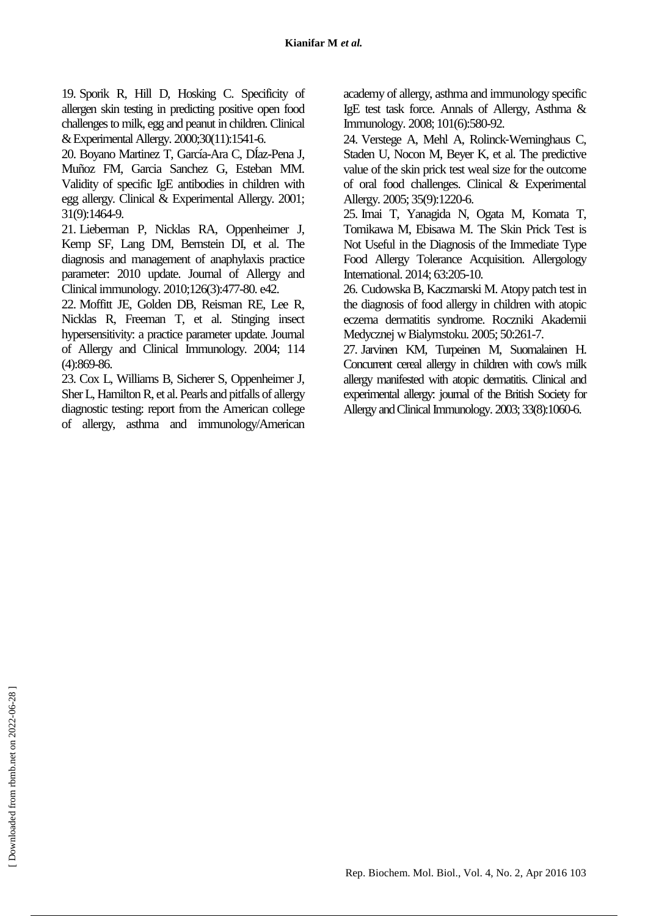19. Sporik R, Hill D, Hosking C. Specificity of allergen skin testing in predicting positive open food challenges to milk, egg and peanut in children. Clinical & Experimental Allergy. 2000;30(11):1541-6.

20. Boyano Martinez T, García-Ara C, DÍaz-Pena J, Muñoz FM, Garcia Sanchez G, Esteban MM. Validity of specific IgE antibodies in children with egg allergy. Clinical & Experimental Allergy. 2001; 31(9):1464-9.

21. Lieberman P, Nicklas RA, Oppenheimer J, Kemp SF, Lang DM, Bernstein DI, et al. The diagnosis and management of anaphylaxis practice parameter: 2010 update. Journal of Allergy and Clinical immunology. 2010;126(3):477-80. e42.

22. Moffitt JE, Golden DB, Reisman RE, Lee R, Nicklas R, Freeman T, et al. Stinging insect hypersensitivity: a practice parameter update. Journal of Allergy and Clinical Immunology. 2004; 114 (4):869-86.

23. Cox L, Williams B, Sicherer S, Oppenheimer J, Sher L, Hamilton R, et al. Pearls and pitfalls of allergy diagnostic testing: report from the American college of allergy, asthma and immunology/American academy of allergy, asthma and immunology specific IgE test task force. Annals of Allergy, Asthma & Immunology. 2008; 101(6):580-92.

24. Verstege A, Mehl A, Rolinck-Werninghaus C, Staden U, Nocon M, Beyer K, et al. The predictive value of the skin prick test weal size for the outcome of oral food challenges. Clinical & Experimental Allergy. 2005; 35(9):1220-6.

25. Imai T, Yanagida N, Ogata M, Komata T, Tomikawa M, Ebisawa M. The Skin Prick Test is Not Useful in the Diagnosis of the Immediate Type Food Allergy Tolerance Acquisition. Allergology International. 2014; 63:205-10.

26. Cudowska B, Kaczmarski M. Atopy patch test in the diagnosis of food allergy in children with atopic eczema dermatitis syndrome. Roczniki Akademii Medycznej w Bialymstoku. 2005; 50:261-7.

27. Jarvinen KM, Turpeinen M, Suomalainen H. Concurrent cereal allergy in children with cow's milk allergy manifested with atopic dermatitis. Clinical and experimental allergy: journal of the British Society for Allergy and Clinical Immunology. 2003; 33(8):1060-6.